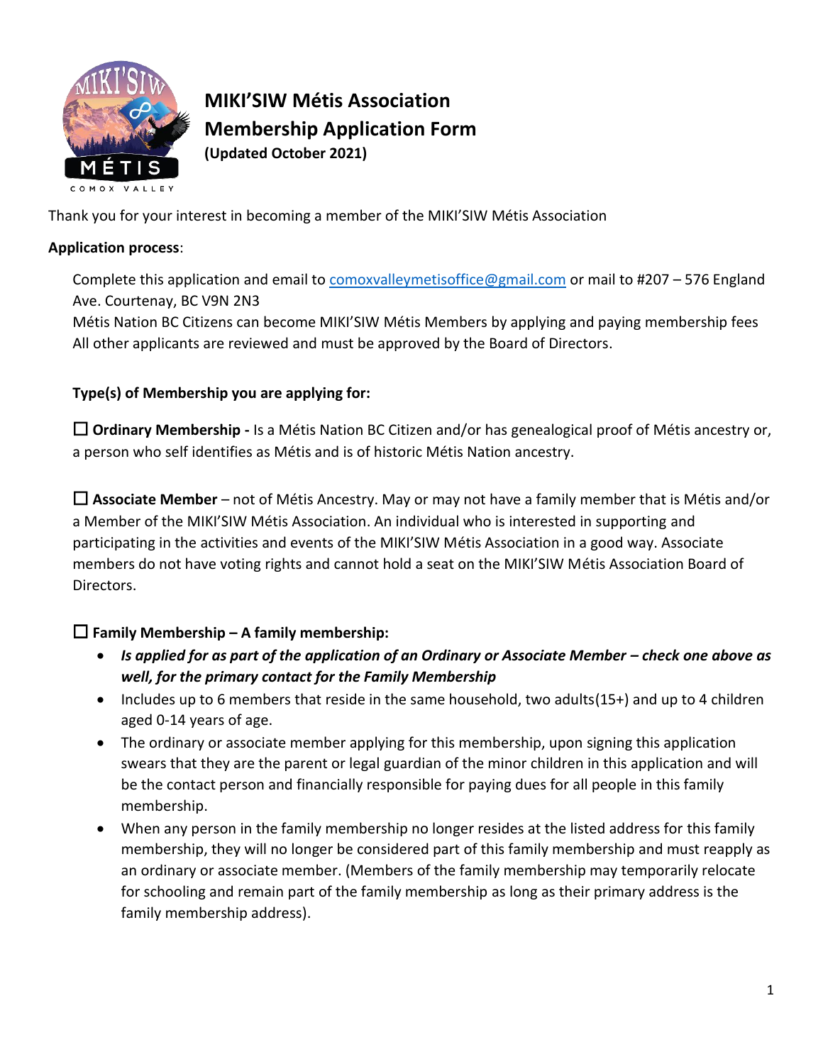# MIKI'SIW Métis Association
## Membership Application Form
**(Updated October 2021)**

Thank you for your interest in becoming a member of the MIKI'SIW Métis Association

**Application process**:

Complete this application and email to comoxvalleymetisoffice@gmail.com or mail to #207 – 576 England Ave. Courtenay, BC V9N 2N3
Métis Nation BC Citizens can become MIKI'SIW Métis Members by applying and paying membership fees
All other applicants are reviewed and must be approved by the Board of Directors.

**Type(s) of Membership you are applying for:**

☐ **Ordinary Membership -** Is a Métis Nation BC Citizen and/or has genealogical proof of Métis ancestry or, a person who self identifies as Métis and is of historic Métis Nation ancestry.

☐ **Associate Member** – not of Métis Ancestry. May or may not have a family member that is Métis and/or a Member of the MIKI'SIW Métis Association. An individual who is interested in supporting and participating in the activities and events of the MIKI'SIW Métis Association in a good way. Associate members do not have voting rights and cannot hold a seat on the MIKI'SIW Métis Association Board of Directors.

☐ **Family Membership – A family membership:**

- ***Is applied for as part of the application of an Ordinary or Associate Member – check one above as well, for the primary contact for the Family Membership***
- Includes up to 6 members that reside in the same household, two adults(15+) and up to 4 children aged 0-14 years of age.
- The ordinary or associate member applying for this membership, upon signing this application swears that they are the parent or legal guardian of the minor children in this application and will be the contact person and financially responsible for paying dues for all people in this family membership.
- When any person in the family membership no longer resides at the listed address for this family membership, they will no longer be considered part of this family membership and must reapply as an ordinary or associate member. (Members of the family membership may temporarily relocate for schooling and remain part of the family membership as long as their primary address is the family membership address).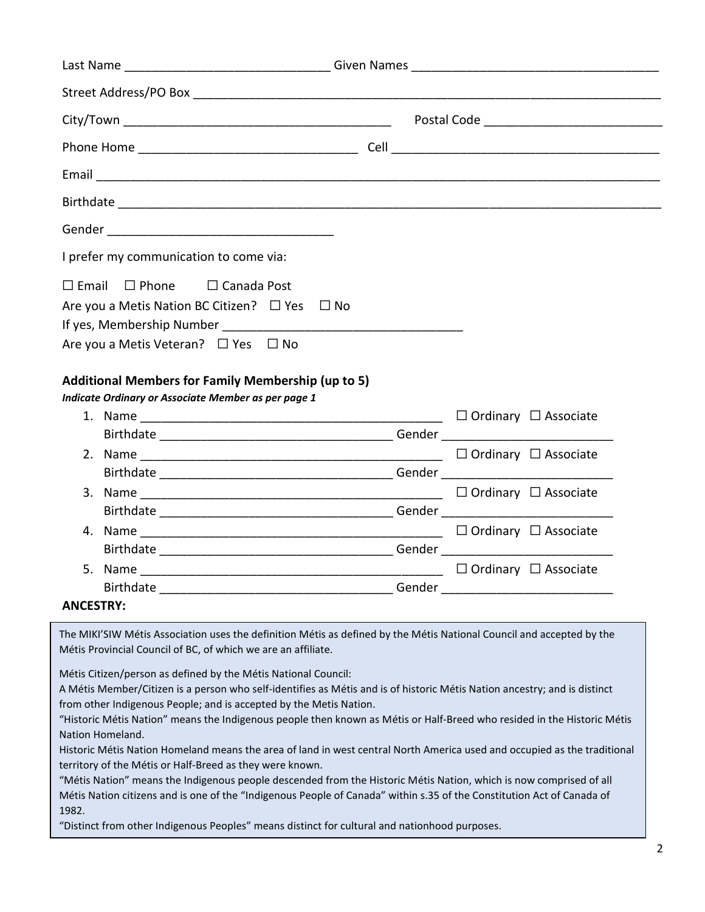Last Name ______________________________ Given Names ____________________________________

Street Address/PO Box ______________________________________________________________________

City/Town ________________________________________ Postal Code __________________________

Phone Home ________________________________ Cell ________________________________________

Email ____________________________________________________________________________________

Birthdate _________________________________________________________________________________

Gender __________________________________

I prefer my communication to come via:

☐ Email ☐ Phone ☐ Canada Post

Are you a Metis Nation BC Citizen? ☐ Yes ☐ No

If yes, Membership Number __________________________________

Are you a Metis Veteran? ☐ Yes ☐ No

**Additional Members for Family Membership (up to 5)**

***Indicate Ordinary or Associate Member as per page 1***

1. Name _____________________________________________ ☐ Ordinary ☐ Associate
   Birthdate __________________________________ Gender _________________________
2. Name _____________________________________________ ☐ Ordinary ☐ Associate
   Birthdate __________________________________ Gender _________________________
3. Name _____________________________________________ ☐ Ordinary ☐ Associate
   Birthdate __________________________________ Gender _________________________
4. Name _____________________________________________ ☐ Ordinary ☐ Associate
   Birthdate __________________________________ Gender _________________________
5. Name _____________________________________________ ☐ Ordinary ☐ Associate
   Birthdate __________________________________ Gender _________________________

**ANCESTRY:**

The MIKI'SIW Métis Association uses the definition Métis as defined by the Métis National Council and accepted by the Métis Provincial Council of BC, of which we are an affiliate.

Métis Citizen/person as defined by the Métis National Council:
A Métis Member/Citizen is a person who self-identifies as Métis and is of historic Métis Nation ancestry; and is distinct from other Indigenous People; and is accepted by the Metis Nation.
"Historic Métis Nation" means the Indigenous people then known as Métis or Half-Breed who resided in the Historic Métis Nation Homeland.
Historic Métis Nation Homeland means the area of land in west central North America used and occupied as the traditional territory of the Métis or Half-Breed as they were known.
"Métis Nation" means the Indigenous people descended from the Historic Métis Nation, which is now comprised of all Métis Nation citizens and is one of the "Indigenous People of Canada" within s.35 of the Constitution Act of Canada of 1982.
"Distinct from other Indigenous Peoples" means distinct for cultural and nationhood purposes.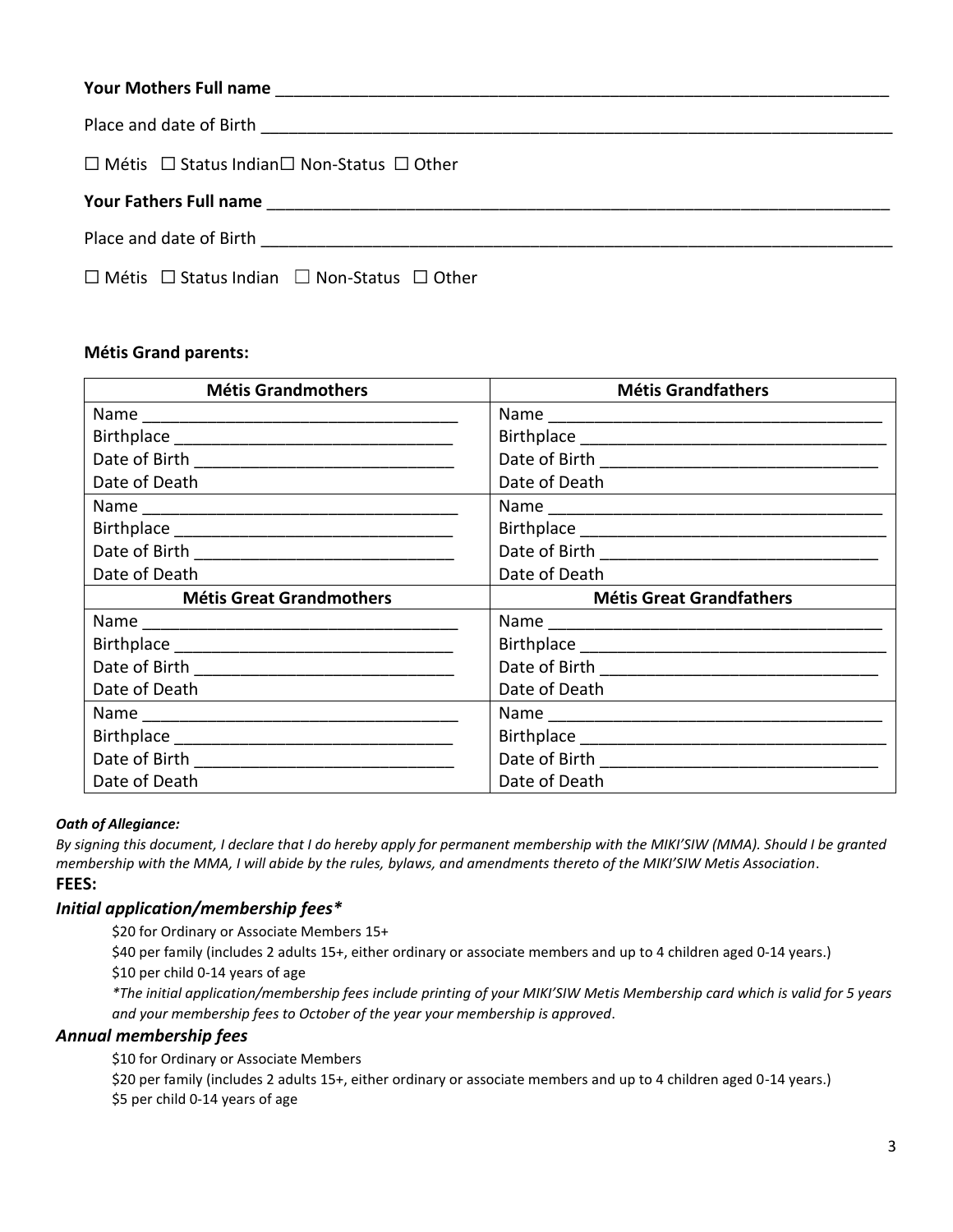**Your Mothers Full name** ______________________________________________________________________

Place and date of Birth ______________________________________________________________________

☐ Métis ☐ Status Indian☐ Non-Status ☐ Other

**Your Fathers Full name** ______________________________________________________________________

Place and date of Birth ______________________________________________________________________

☐ Métis ☐ Status Indian ☐ Non-Status ☐ Other

**Métis Grand parents:**

| Métis Grandmothers | Métis Grandfathers |
|---|---|
| Name ______________________________<br>Birthplace ___________________________<br>Date of Birth _________________________<br>Date of Death | Name ________________________________<br>Birthplace ____________________________<br>Date of Birth __________________________<br>Date of Death |
| Name ______________________________<br>Birthplace ___________________________<br>Date of Birth _________________________<br>Date of Death | Name ________________________________<br>Birthplace ____________________________<br>Date of Birth __________________________<br>Date of Death |
| **Métis Great Grandmothers** | **Métis Great Grandfathers** |
| Name ______________________________<br>Birthplace ___________________________<br>Date of Birth _________________________<br>Date of Death | Name ________________________________<br>Birthplace ____________________________<br>Date of Birth __________________________<br>Date of Death |
| Name ______________________________<br>Birthplace ___________________________<br>Date of Birth _________________________<br>Date of Death | Name ________________________________<br>Birthplace ____________________________<br>Date of Birth __________________________<br>Date of Death |

***Oath of Allegiance:***

*By signing this document, I declare that I do hereby apply for permanent membership with the MIKI'SIW (MMA). Should I be granted membership with the MMA, I will abide by the rules, bylaws, and amendments thereto of the MIKI'SIW Metis Association*.

**FEES:**

### *Initial application/membership fees**

$20 for Ordinary or Associate Members 15+

$40 per family (includes 2 adults 15+, either ordinary or associate members and up to 4 children aged 0-14 years.)

$10 per child 0-14 years of age

**The initial application/membership fees include printing of your MIKI'SIW Metis Membership card which is valid for 5 years and your membership fees to October of the year your membership is approved*.

### *Annual membership fees*

$10 for Ordinary or Associate Members

$20 per family (includes 2 adults 15+, either ordinary or associate members and up to 4 children aged 0-14 years.)

$5 per child 0-14 years of age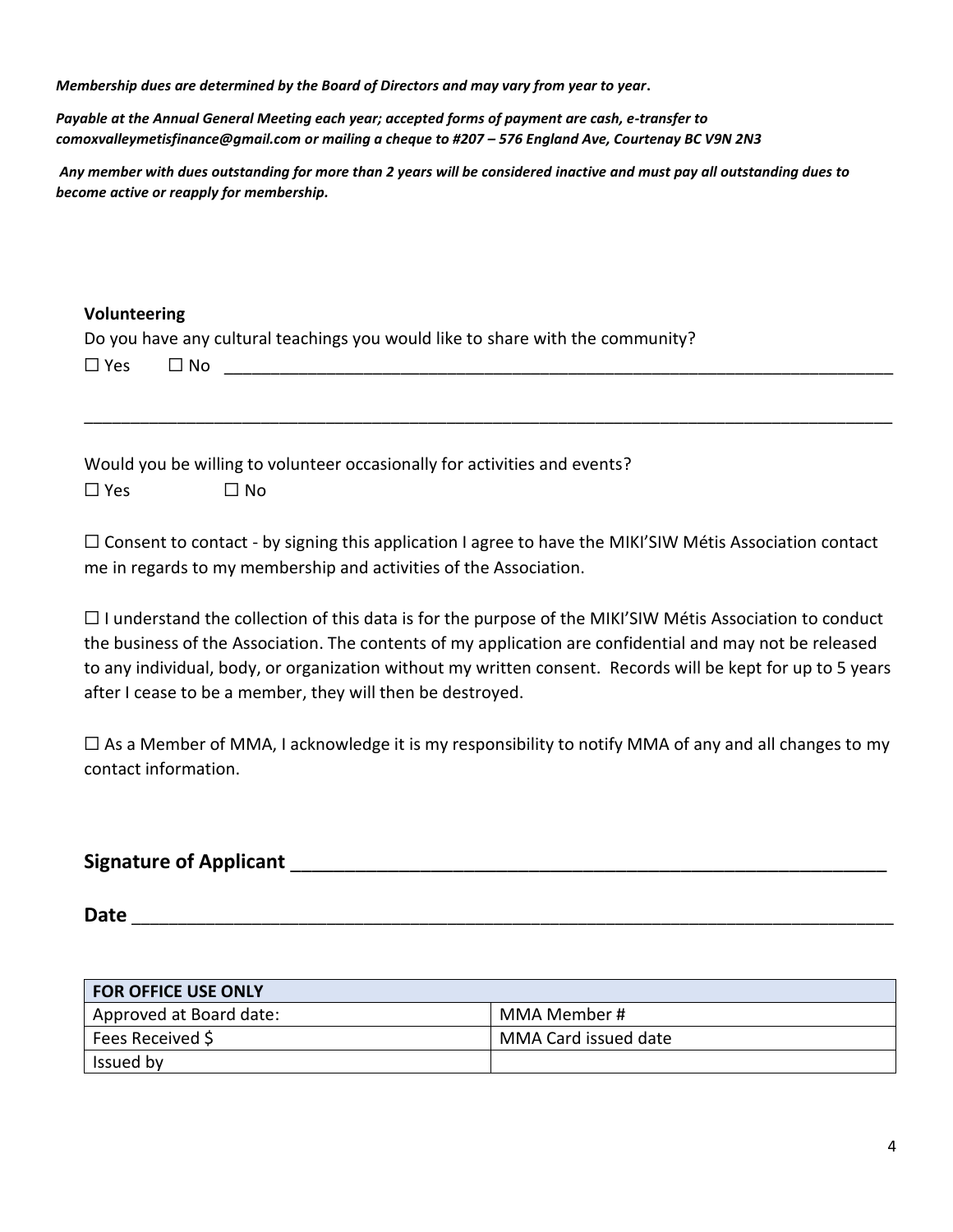***Membership dues are determined by the Board of Directors and may vary from year to year.***

***Payable at the Annual General Meeting each year; accepted forms of payment are cash, e-transfer to comoxvalleymetisfinance@gmail.com or mailing a cheque to #207 – 576 England Ave, Courtenay BC V9N 2N3***

***Any member with dues outstanding for more than 2 years will be considered inactive and must pay all outstanding dues to become active or reapply for membership.***

**Volunteering**

Do you have any cultural teachings you would like to share with the community?

☐ Yes ☐ No ___________________________________________________________________________

_____________________________________________________________________________________

Would you be willing to volunteer occasionally for activities and events?

☐ Yes ☐ No

☐ Consent to contact - by signing this application I agree to have the MIKI'SIW Métis Association contact me in regards to my membership and activities of the Association.

☐ I understand the collection of this data is for the purpose of the MIKI'SIW Métis Association to conduct the business of the Association. The contents of my application are confidential and may not be released to any individual, body, or organization without my written consent. Records will be kept for up to 5 years after I cease to be a member, they will then be destroyed.

☐ As a Member of MMA, I acknowledge it is my responsibility to notify MMA of any and all changes to my contact information.

**Signature of Applicant** ___________________________________________________________

**Date** ________________________________________________________________________

| FOR OFFICE USE ONLY | |
|---|---|
| Approved at Board date: | MMA Member # |
| Fees Received $ | MMA Card issued date |
| Issued by | |